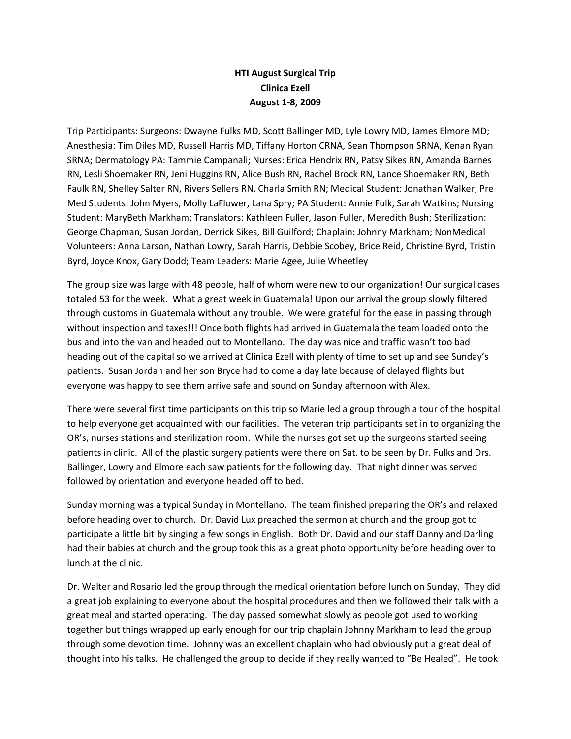**HTI August Surgical Trip**
**Clinica Ezell**
**August 1-8, 2009**

Trip Participants: Surgeons: Dwayne Fulks MD, Scott Ballinger MD, Lyle Lowry MD, James Elmore MD; Anesthesia: Tim Diles MD, Russell Harris MD, Tiffany Horton CRNA, Sean Thompson SRNA, Kenan Ryan SRNA; Dermatology PA: Tammie Campanali; Nurses: Erica Hendrix RN, Patsy Sikes RN, Amanda Barnes RN, Lesli Shoemaker RN, Jeni Huggins RN, Alice Bush RN, Rachel Brock RN, Lance Shoemaker RN, Beth Faulk RN, Shelley Salter RN, Rivers Sellers RN, Charla Smith RN; Medical Student: Jonathan Walker; Pre Med Students: John Myers, Molly LaFlower, Lana Spry; PA Student: Annie Fulk, Sarah Watkins; Nursing Student: MaryBeth Markham; Translators: Kathleen Fuller, Jason Fuller, Meredith Bush; Sterilization: George Chapman, Susan Jordan, Derrick Sikes, Bill Guilford; Chaplain: Johnny Markham; NonMedical Volunteers: Anna Larson, Nathan Lowry, Sarah Harris, Debbie Scobey, Brice Reid, Christine Byrd, Tristin Byrd, Joyce Knox, Gary Dodd; Team Leaders: Marie Agee, Julie Wheetley

The group size was large with 48 people, half of whom were new to our organization! Our surgical cases totaled 53 for the week. What a great week in Guatemala! Upon our arrival the group slowly filtered through customs in Guatemala without any trouble. We were grateful for the ease in passing through without inspection and taxes!!! Once both flights had arrived in Guatemala the team loaded onto the bus and into the van and headed out to Montellano. The day was nice and traffic wasn't too bad heading out of the capital so we arrived at Clinica Ezell with plenty of time to set up and see Sunday's patients. Susan Jordan and her son Bryce had to come a day late because of delayed flights but everyone was happy to see them arrive safe and sound on Sunday afternoon with Alex.

There were several first time participants on this trip so Marie led a group through a tour of the hospital to help everyone get acquainted with our facilities. The veteran trip participants set in to organizing the OR's, nurses stations and sterilization room. While the nurses got set up the surgeons started seeing patients in clinic. All of the plastic surgery patients were there on Sat. to be seen by Dr. Fulks and Drs. Ballinger, Lowry and Elmore each saw patients for the following day. That night dinner was served followed by orientation and everyone headed off to bed.

Sunday morning was a typical Sunday in Montellano. The team finished preparing the OR's and relaxed before heading over to church. Dr. David Lux preached the sermon at church and the group got to participate a little bit by singing a few songs in English. Both Dr. David and our staff Danny and Darling had their babies at church and the group took this as a great photo opportunity before heading over to lunch at the clinic.

Dr. Walter and Rosario led the group through the medical orientation before lunch on Sunday. They did a great job explaining to everyone about the hospital procedures and then we followed their talk with a great meal and started operating. The day passed somewhat slowly as people got used to working together but things wrapped up early enough for our trip chaplain Johnny Markham to lead the group through some devotion time. Johnny was an excellent chaplain who had obviously put a great deal of thought into his talks. He challenged the group to decide if they really wanted to "Be Healed". He took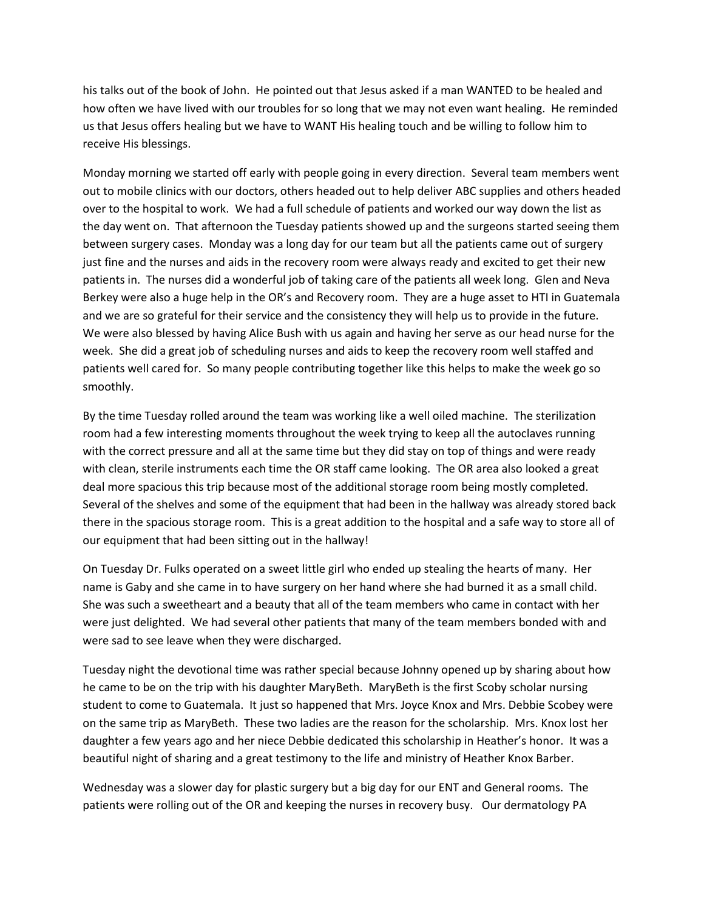his talks out of the book of John. He pointed out that Jesus asked if a man WANTED to be healed and how often we have lived with our troubles for so long that we may not even want healing. He reminded us that Jesus offers healing but we have to WANT His healing touch and be willing to follow him to receive His blessings.

Monday morning we started off early with people going in every direction. Several team members went out to mobile clinics with our doctors, others headed out to help deliver ABC supplies and others headed over to the hospital to work. We had a full schedule of patients and worked our way down the list as the day went on. That afternoon the Tuesday patients showed up and the surgeons started seeing them between surgery cases. Monday was a long day for our team but all the patients came out of surgery just fine and the nurses and aids in the recovery room were always ready and excited to get their new patients in. The nurses did a wonderful job of taking care of the patients all week long. Glen and Neva Berkey were also a huge help in the OR's and Recovery room. They are a huge asset to HTI in Guatemala and we are so grateful for their service and the consistency they will help us to provide in the future. We were also blessed by having Alice Bush with us again and having her serve as our head nurse for the week. She did a great job of scheduling nurses and aids to keep the recovery room well staffed and patients well cared for. So many people contributing together like this helps to make the week go so smoothly.

By the time Tuesday rolled around the team was working like a well oiled machine. The sterilization room had a few interesting moments throughout the week trying to keep all the autoclaves running with the correct pressure and all at the same time but they did stay on top of things and were ready with clean, sterile instruments each time the OR staff came looking. The OR area also looked a great deal more spacious this trip because most of the additional storage room being mostly completed. Several of the shelves and some of the equipment that had been in the hallway was already stored back there in the spacious storage room. This is a great addition to the hospital and a safe way to store all of our equipment that had been sitting out in the hallway!

On Tuesday Dr. Fulks operated on a sweet little girl who ended up stealing the hearts of many. Her name is Gaby and she came in to have surgery on her hand where she had burned it as a small child. She was such a sweetheart and a beauty that all of the team members who came in contact with her were just delighted. We had several other patients that many of the team members bonded with and were sad to see leave when they were discharged.

Tuesday night the devotional time was rather special because Johnny opened up by sharing about how he came to be on the trip with his daughter MaryBeth. MaryBeth is the first Scoby scholar nursing student to come to Guatemala. It just so happened that Mrs. Joyce Knox and Mrs. Debbie Scobey were on the same trip as MaryBeth. These two ladies are the reason for the scholarship. Mrs. Knox lost her daughter a few years ago and her niece Debbie dedicated this scholarship in Heather's honor. It was a beautiful night of sharing and a great testimony to the life and ministry of Heather Knox Barber.

Wednesday was a slower day for plastic surgery but a big day for our ENT and General rooms. The patients were rolling out of the OR and keeping the nurses in recovery busy. Our dermatology PA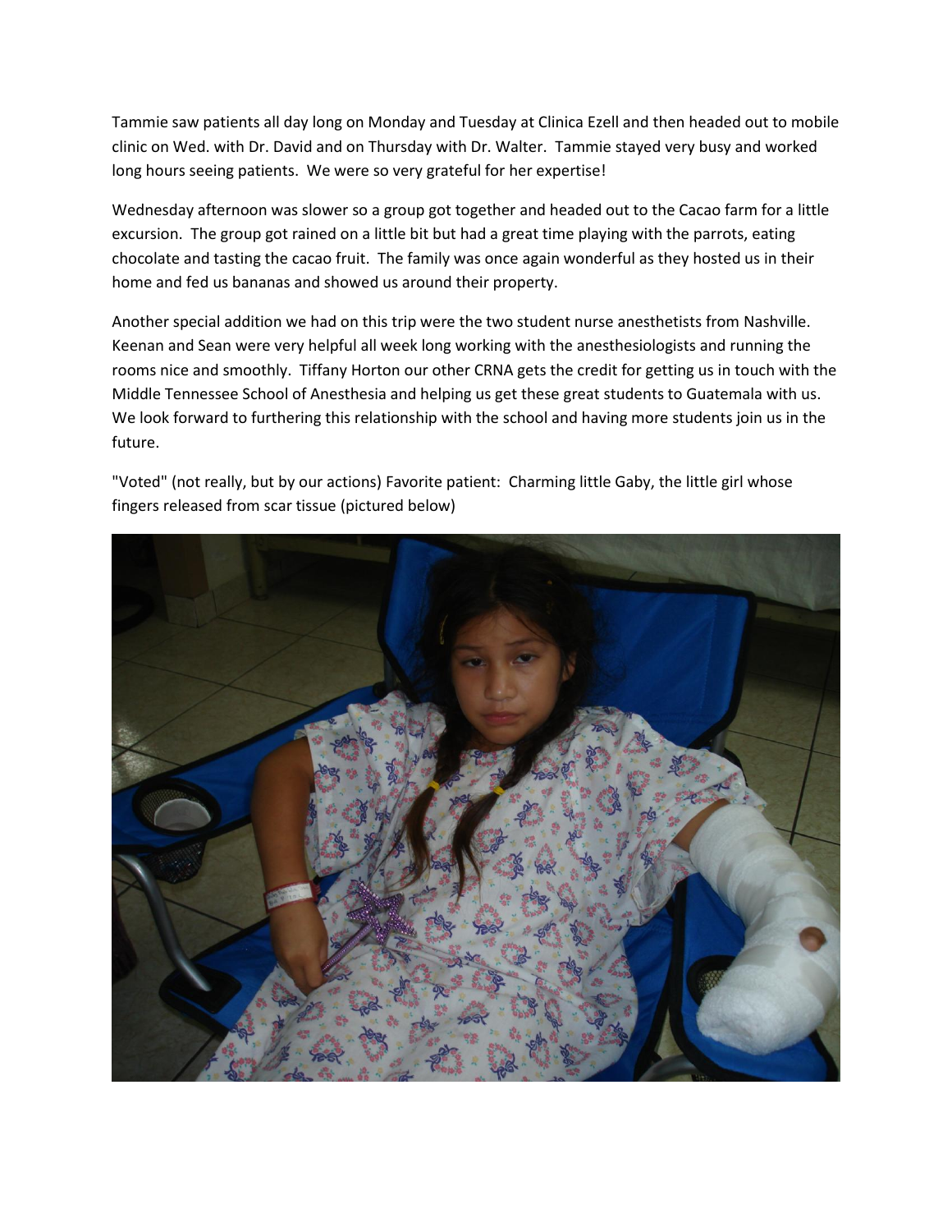Tammie saw patients all day long on Monday and Tuesday at Clinica Ezell and then headed out to mobile clinic on Wed. with Dr. David and on Thursday with Dr. Walter. Tammie stayed very busy and worked long hours seeing patients. We were so very grateful for her expertise!

Wednesday afternoon was slower so a group got together and headed out to the Cacao farm for a little excursion. The group got rained on a little bit but had a great time playing with the parrots, eating chocolate and tasting the cacao fruit. The family was once again wonderful as they hosted us in their home and fed us bananas and showed us around their property.

Another special addition we had on this trip were the two student nurse anesthetists from Nashville. Keenan and Sean were very helpful all week long working with the anesthesiologists and running the rooms nice and smoothly. Tiffany Horton our other CRNA gets the credit for getting us in touch with the Middle Tennessee School of Anesthesia and helping us get these great students to Guatemala with us. We look forward to furthering this relationship with the school and having more students join us in the future.

"Voted" (not really, but by our actions) Favorite patient: Charming little Gaby, the little girl whose fingers released from scar tissue (pictured below)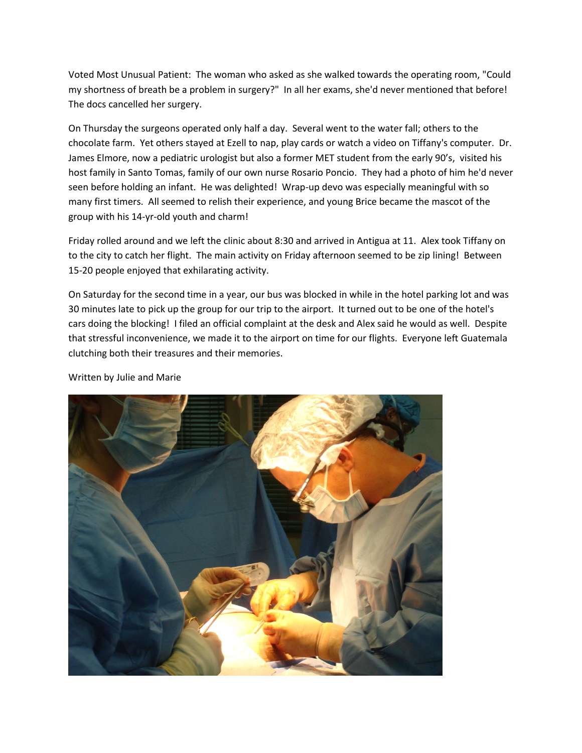Voted Most Unusual Patient: The woman who asked as she walked towards the operating room, "Could my shortness of breath be a problem in surgery?" In all her exams, she'd never mentioned that before! The docs cancelled her surgery.

On Thursday the surgeons operated only half a day. Several went to the water fall; others to the chocolate farm. Yet others stayed at Ezell to nap, play cards or watch a video on Tiffany's computer. Dr. James Elmore, now a pediatric urologist but also a former MET student from the early 90's, visited his host family in Santo Tomas, family of our own nurse Rosario Poncio. They had a photo of him he'd never seen before holding an infant. He was delighted! Wrap-up devo was especially meaningful with so many first timers. All seemed to relish their experience, and young Brice became the mascot of the group with his 14-yr-old youth and charm!

Friday rolled around and we left the clinic about 8:30 and arrived in Antigua at 11. Alex took Tiffany on to the city to catch her flight. The main activity on Friday afternoon seemed to be zip lining! Between 15-20 people enjoyed that exhilarating activity.

On Saturday for the second time in a year, our bus was blocked in while in the hotel parking lot and was 30 minutes late to pick up the group for our trip to the airport. It turned out to be one of the hotel's cars doing the blocking! I filed an official complaint at the desk and Alex said he would as well. Despite that stressful inconvenience, we made it to the airport on time for our flights. Everyone left Guatemala clutching both their treasures and their memories.

Written by Julie and Marie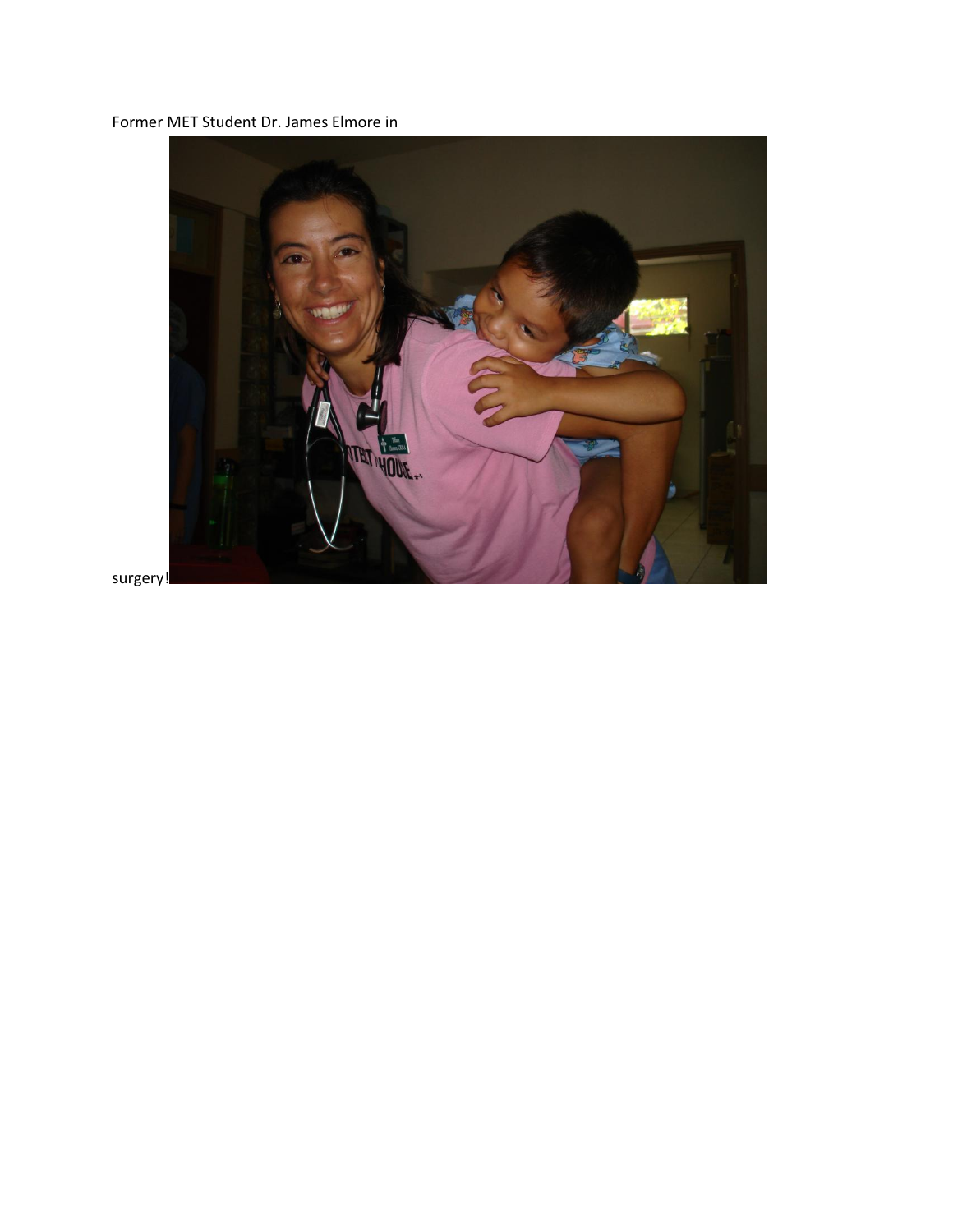Former MET Student Dr. James Elmore in

surgery!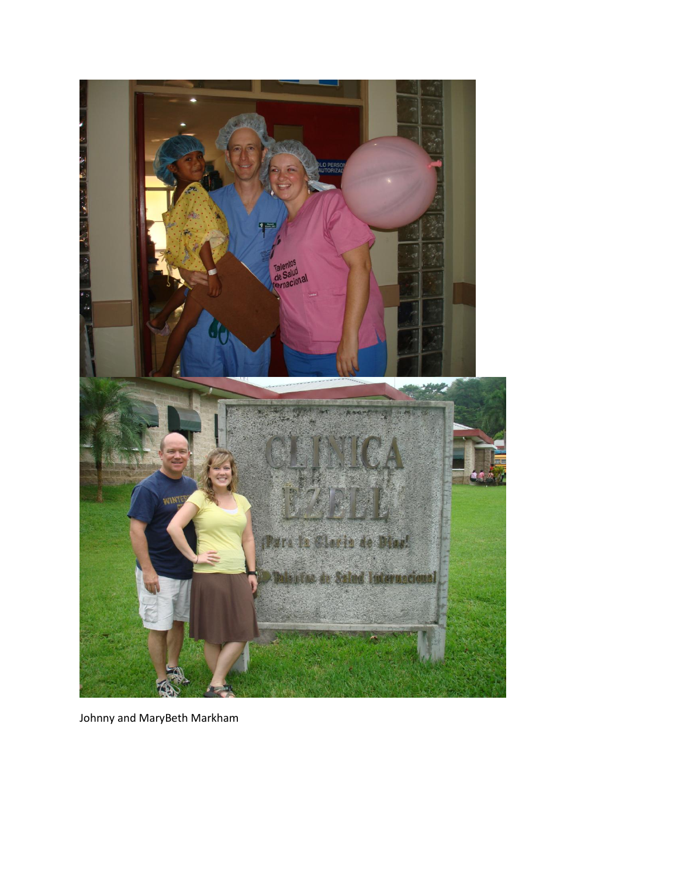Johnny and MaryBeth Markham